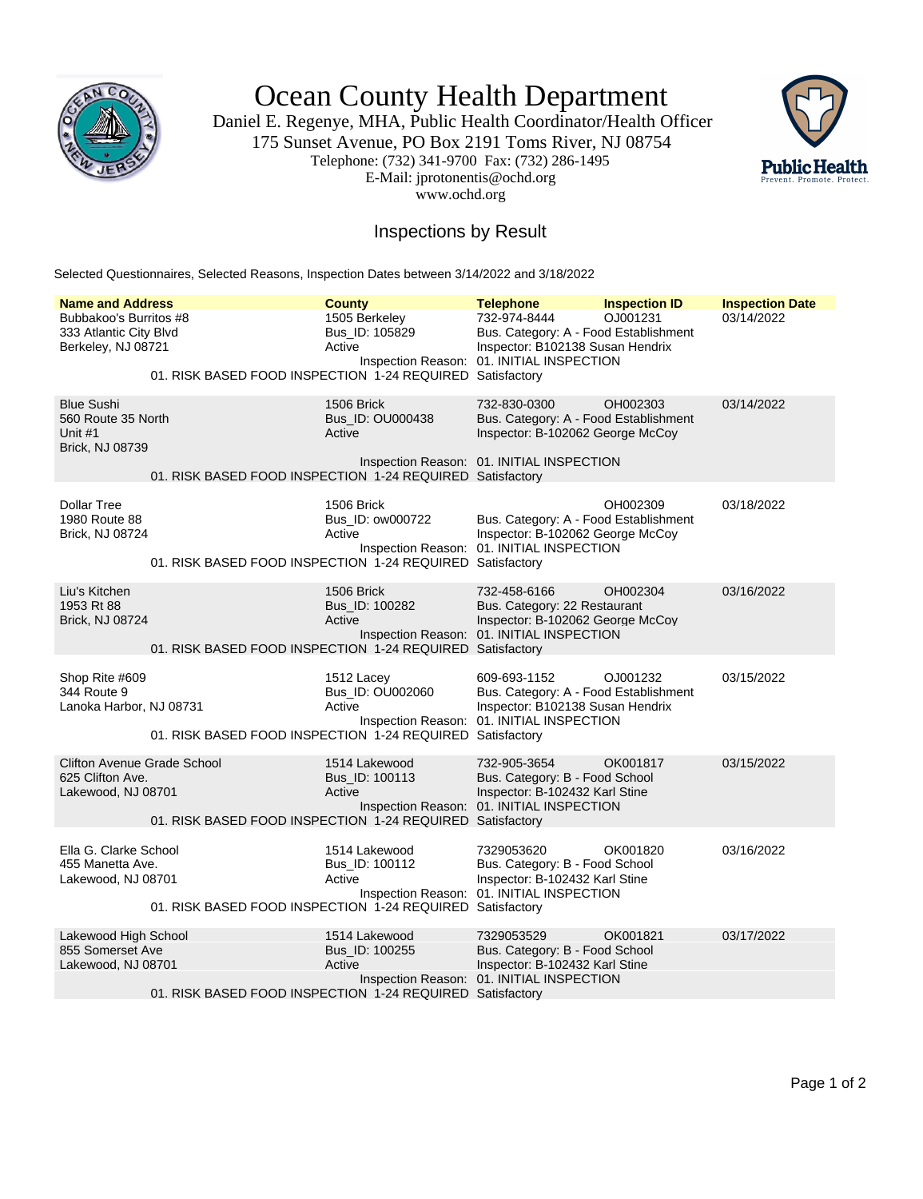# Ocean County Health Department

Daniel E. Regenye, MHA, Public Health Coordinator/Health Officer
175 Sunset Avenue, PO Box 2191 Toms River, NJ 08754
Telephone: (732) 341-9700 Fax: (732) 286-1495
E-Mail: jprotonentis@ochd.org
www.ochd.org

## Inspections by Result

Selected Questionnaires, Selected Reasons, Inspection Dates between 3/14/2022 and 3/18/2022

| Name and Address | County | Telephone | Inspection ID | Inspection Date |
|---|---|---|---|---|
| Bubbakoo's Burritos #8<br>333 Atlantic City Blvd<br>Berkeley, NJ 08721 | 1505 Berkeley<br>Bus_ID: 105829<br>Active | 732-974-8444<br>Bus. Category: A - Food Establishment<br>Inspector: B102138 Susan Hendrix | OJ001231 | 03/14/2022 |
| | Inspection Reason: | 01. INITIAL INSPECTION | | |
| 01. RISK BASED FOOD INSPECTION 1-24 REQUIRED | | Satisfactory | | |
| Blue Sushi<br>560 Route 35 North<br>Unit #1<br>Brick, NJ 08739 | 1506 Brick<br>Bus_ID: OU000438<br>Active | 732-830-0300<br>Bus. Category: A - Food Establishment<br>Inspector: B-102062 George McCoy | OH002303 | 03/14/2022 |
| | Inspection Reason: | 01. INITIAL INSPECTION | | |
| 01. RISK BASED FOOD INSPECTION 1-24 REQUIRED | | Satisfactory | | |
| Dollar Tree<br>1980 Route 88<br>Brick, NJ 08724 | 1506 Brick<br>Bus_ID: ow000722<br>Active | Bus. Category: A - Food Establishment<br>Inspector: B-102062 George McCoy | OH002309 | 03/18/2022 |
| | Inspection Reason: | 01. INITIAL INSPECTION | | |
| 01. RISK BASED FOOD INSPECTION 1-24 REQUIRED | | Satisfactory | | |
| Liu's Kitchen<br>1953 Rt 88<br>Brick, NJ 08724 | 1506 Brick<br>Bus_ID: 100282<br>Active | 732-458-6166<br>Bus. Category: 22 Restaurant<br>Inspector: B-102062 George McCoy | OH002304 | 03/16/2022 |
| | Inspection Reason: | 01. INITIAL INSPECTION | | |
| 01. RISK BASED FOOD INSPECTION 1-24 REQUIRED | | Satisfactory | | |
| Shop Rite #609<br>344 Route 9<br>Lanoka Harbor, NJ 08731 | 1512 Lacey<br>Bus_ID: OU002060<br>Active | 609-693-1152<br>Bus. Category: A - Food Establishment<br>Inspector: B102138 Susan Hendrix | OJ001232 | 03/15/2022 |
| | Inspection Reason: | 01. INITIAL INSPECTION | | |
| 01. RISK BASED FOOD INSPECTION 1-24 REQUIRED | | Satisfactory | | |
| Clifton Avenue Grade School<br>625 Clifton Ave.<br>Lakewood, NJ 08701 | 1514 Lakewood<br>Bus_ID: 100113<br>Active | 732-905-3654<br>Bus. Category: B - Food School<br>Inspector: B-102432 Karl Stine | OK001817 | 03/15/2022 |
| | Inspection Reason: | 01. INITIAL INSPECTION | | |
| 01. RISK BASED FOOD INSPECTION 1-24 REQUIRED | | Satisfactory | | |
| Ella G. Clarke School<br>455 Manetta Ave.<br>Lakewood, NJ 08701 | 1514 Lakewood<br>Bus_ID: 100112<br>Active | 7329053620<br>Bus. Category: B - Food School<br>Inspector: B-102432 Karl Stine | OK001820 | 03/16/2022 |
| | Inspection Reason: | 01. INITIAL INSPECTION | | |
| 01. RISK BASED FOOD INSPECTION 1-24 REQUIRED | | Satisfactory | | |
| Lakewood High School<br>855 Somerset Ave<br>Lakewood, NJ 08701 | 1514 Lakewood<br>Bus_ID: 100255<br>Active | 7329053529<br>Bus. Category: B - Food School<br>Inspector: B-102432 Karl Stine | OK001821 | 03/17/2022 |
| | Inspection Reason: | 01. INITIAL INSPECTION | | |
| 01. RISK BASED FOOD INSPECTION 1-24 REQUIRED | | Satisfactory | | |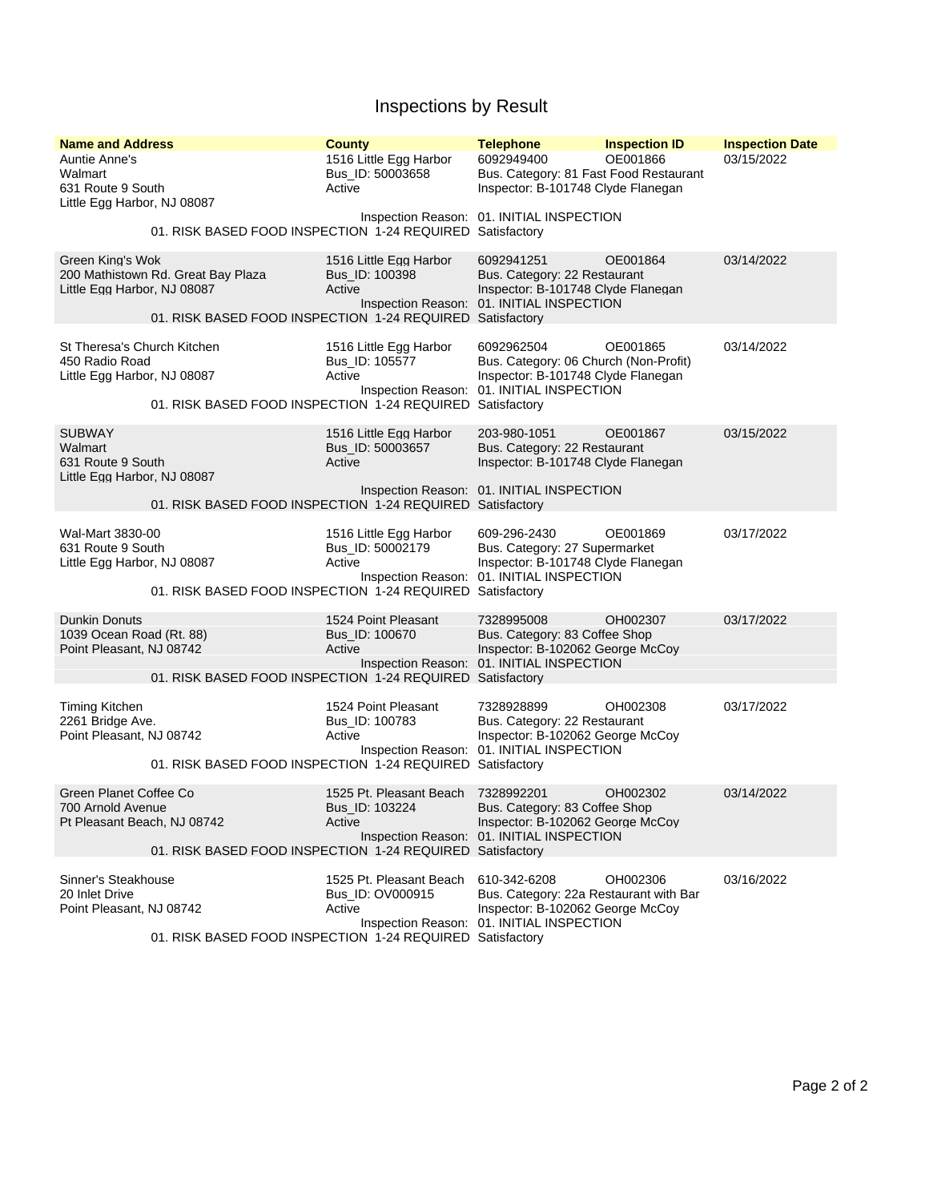# Inspections by Result

| Name and Address | County | Telephone | Inspection ID | Inspection Date |
|---|---|---|---|---|
| Auntie Anne's<br>Walmart<br>631 Route 9 South<br>Little Egg Harbor, NJ 08087 | 1516 Little Egg Harbor<br>Bus_ID: 50003658<br>Active | 6092949400<br>Bus. Category: 81 Fast Food Restaurant<br>Inspector: B-101748 Clyde Flanegan | OE001866 | 03/15/2022 |
| | Inspection Reason: | 01. INITIAL INSPECTION | | |
| 01. RISK BASED FOOD INSPECTION 1-24 REQUIRED | | Satisfactory | | |
| Green King's Wok<br>200 Mathistown Rd. Great Bay Plaza<br>Little Egg Harbor, NJ 08087 | 1516 Little Egg Harbor<br>Bus_ID: 100398<br>Active | 6092941251<br>Bus. Category: 22 Restaurant<br>Inspector: B-101748 Clyde Flanegan | OE001864 | 03/14/2022 |
| | Inspection Reason: | 01. INITIAL INSPECTION | | |
| 01. RISK BASED FOOD INSPECTION 1-24 REQUIRED | | Satisfactory | | |
| St Theresa's Church Kitchen<br>450 Radio Road<br>Little Egg Harbor, NJ 08087 | 1516 Little Egg Harbor<br>Bus_ID: 105577<br>Active | 6092962504<br>Bus. Category: 06 Church (Non-Profit)<br>Inspector: B-101748 Clyde Flanegan | OE001865 | 03/14/2022 |
| | Inspection Reason: | 01. INITIAL INSPECTION | | |
| 01. RISK BASED FOOD INSPECTION 1-24 REQUIRED | | Satisfactory | | |
| SUBWAY<br>Walmart<br>631 Route 9 South<br>Little Egg Harbor, NJ 08087 | 1516 Little Egg Harbor<br>Bus_ID: 50003657<br>Active | 203-980-1051<br>Bus. Category: 22 Restaurant<br>Inspector: B-101748 Clyde Flanegan | OE001867 | 03/15/2022 |
| | Inspection Reason: | 01. INITIAL INSPECTION | | |
| 01. RISK BASED FOOD INSPECTION 1-24 REQUIRED | | Satisfactory | | |
| Wal-Mart 3830-00<br>631 Route 9 South<br>Little Egg Harbor, NJ 08087 | 1516 Little Egg Harbor<br>Bus_ID: 50002179<br>Active | 609-296-2430<br>Bus. Category: 27 Supermarket<br>Inspector: B-101748 Clyde Flanegan | OE001869 | 03/17/2022 |
| | Inspection Reason: | 01. INITIAL INSPECTION | | |
| 01. RISK BASED FOOD INSPECTION 1-24 REQUIRED | | Satisfactory | | |
| Dunkin Donuts<br>1039 Ocean Road (Rt. 88)<br>Point Pleasant, NJ 08742 | 1524 Point Pleasant<br>Bus_ID: 100670<br>Active | 7328995008<br>Bus. Category: 83 Coffee Shop<br>Inspector: B-102062 George McCoy | OH002307 | 03/17/2022 |
| | Inspection Reason: | 01. INITIAL INSPECTION | | |
| 01. RISK BASED FOOD INSPECTION 1-24 REQUIRED | | Satisfactory | | |
| Timing Kitchen<br>2261 Bridge Ave.<br>Point Pleasant, NJ 08742 | 1524 Point Pleasant<br>Bus_ID: 100783<br>Active | 7328928899<br>Bus. Category: 22 Restaurant<br>Inspector: B-102062 George McCoy | OH002308 | 03/17/2022 |
| | Inspection Reason: | 01. INITIAL INSPECTION | | |
| 01. RISK BASED FOOD INSPECTION 1-24 REQUIRED | | Satisfactory | | |
| Green Planet Coffee Co<br>700 Arnold Avenue<br>Pt Pleasant Beach, NJ 08742 | 1525 Pt. Pleasant Beach<br>Bus_ID: 103224<br>Active | 7328992201<br>Bus. Category: 83 Coffee Shop<br>Inspector: B-102062 George McCoy | OH002302 | 03/14/2022 |
| | Inspection Reason: | 01. INITIAL INSPECTION | | |
| 01. RISK BASED FOOD INSPECTION 1-24 REQUIRED | | Satisfactory | | |
| Sinner's Steakhouse<br>20 Inlet Drive<br>Point Pleasant, NJ 08742 | 1525 Pt. Pleasant Beach<br>Bus_ID: OV000915<br>Active | 610-342-6208<br>Bus. Category: 22a Restaurant with Bar<br>Inspector: B-102062 George McCoy | OH002306 | 03/16/2022 |
| | Inspection Reason: | 01. INITIAL INSPECTION | | |
| 01. RISK BASED FOOD INSPECTION 1-24 REQUIRED | | Satisfactory | | |